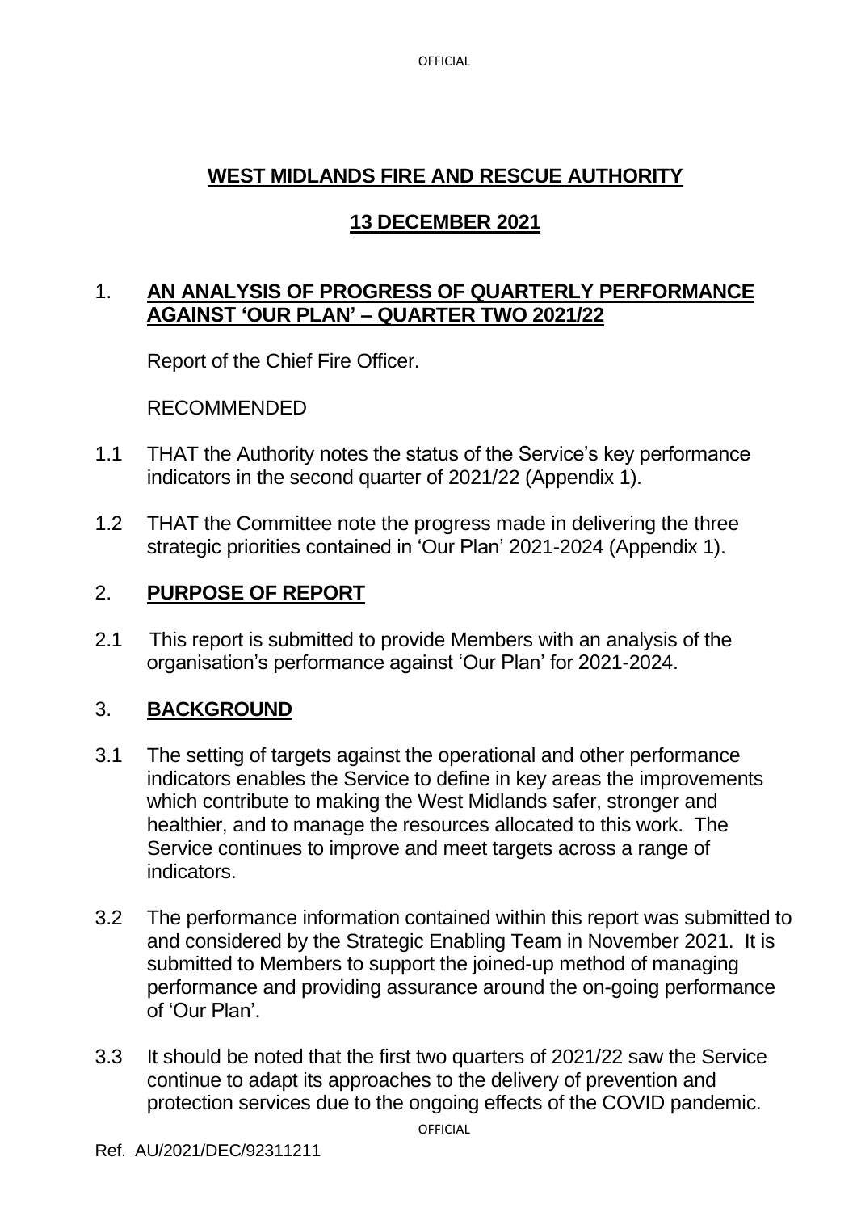# WEST MIDLANDS FIRE AND RESCUE AUTHORITY

## 13 DECEMBER 2021

## 1. AN ANALYSIS OF PROGRESS OF QUARTERLY PERFORMANCE AGAINST 'OUR PLAN' – QUARTER TWO 2021/22

Report of the Chief Fire Officer.

RECOMMENDED

1.1 THAT the Authority notes the status of the Service's key performance indicators in the second quarter of 2021/22 (Appendix 1).

1.2 THAT the Committee note the progress made in delivering the three strategic priorities contained in 'Our Plan' 2021-2024 (Appendix 1).

## 2. PURPOSE OF REPORT

2.1 This report is submitted to provide Members with an analysis of the organisation's performance against 'Our Plan' for 2021-2024.

## 3. BACKGROUND

3.1 The setting of targets against the operational and other performance indicators enables the Service to define in key areas the improvements which contribute to making the West Midlands safer, stronger and healthier, and to manage the resources allocated to this work. The Service continues to improve and meet targets across a range of indicators.

3.2 The performance information contained within this report was submitted to and considered by the Strategic Enabling Team in November 2021. It is submitted to Members to support the joined-up method of managing performance and providing assurance around the on-going performance of 'Our Plan'.

3.3 It should be noted that the first two quarters of 2021/22 saw the Service continue to adapt its approaches to the delivery of prevention and protection services due to the ongoing effects of the COVID pandemic.

Ref. AU/2021/DEC/92311211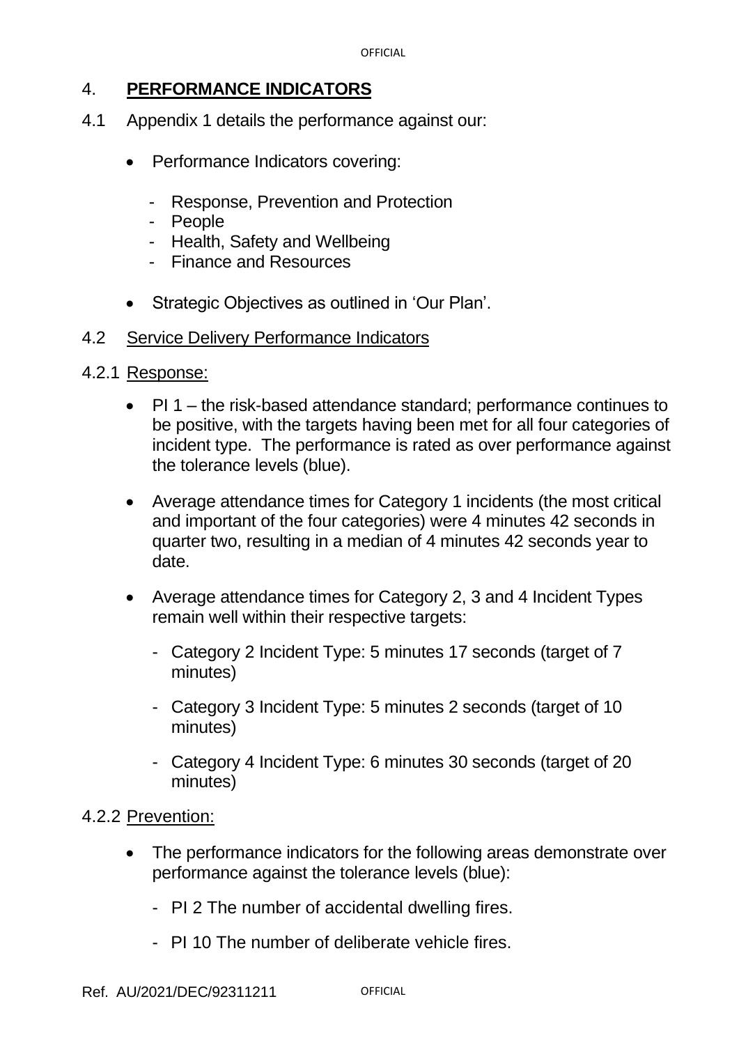## 4. **PERFORMANCE INDICATORS**

4.1 Appendix 1 details the performance against our:

- Performance Indicators covering:
  - Response, Prevention and Protection
  - People
  - Health, Safety and Wellbeing
  - Finance and Resources
- Strategic Objectives as outlined in 'Our Plan'.

4.2 Service Delivery Performance Indicators

4.2.1 Response:

- PI 1 – the risk-based attendance standard; performance continues to be positive, with the targets having been met for all four categories of incident type. The performance is rated as over performance against the tolerance levels (blue).
- Average attendance times for Category 1 incidents (the most critical and important of the four categories) were 4 minutes 42 seconds in quarter two, resulting in a median of 4 minutes 42 seconds year to date.
- Average attendance times for Category 2, 3 and 4 Incident Types remain well within their respective targets:
  - Category 2 Incident Type: 5 minutes 17 seconds (target of 7 minutes)
  - Category 3 Incident Type: 5 minutes 2 seconds (target of 10 minutes)
  - Category 4 Incident Type: 6 minutes 30 seconds (target of 20 minutes)

4.2.2 Prevention:

- The performance indicators for the following areas demonstrate over performance against the tolerance levels (blue):
  - PI 2 The number of accidental dwelling fires.
  - PI 10 The number of deliberate vehicle fires.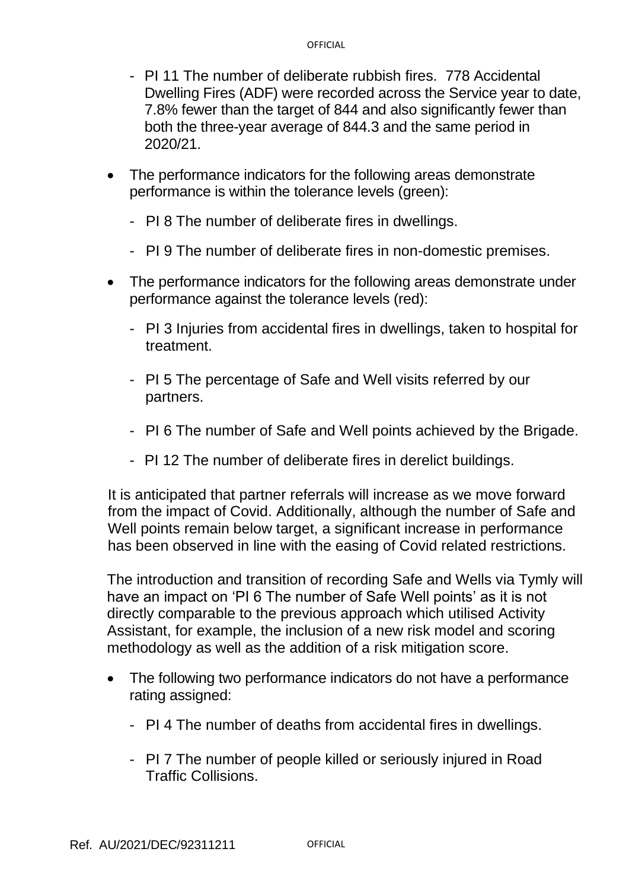- PI 11 The number of deliberate rubbish fires. 778 Accidental Dwelling Fires (ADF) were recorded across the Service year to date, 7.8% fewer than the target of 844 and also significantly fewer than both the three-year average of 844.3 and the same period in 2020/21.

- The performance indicators for the following areas demonstrate performance is within the tolerance levels (green):

  - PI 8 The number of deliberate fires in dwellings.

  - PI 9 The number of deliberate fires in non-domestic premises.

- The performance indicators for the following areas demonstrate under performance against the tolerance levels (red):

  - PI 3 Injuries from accidental fires in dwellings, taken to hospital for treatment.

  - PI 5 The percentage of Safe and Well visits referred by our partners.

  - PI 6 The number of Safe and Well points achieved by the Brigade.

  - PI 12 The number of deliberate fires in derelict buildings.

  It is anticipated that partner referrals will increase as we move forward from the impact of Covid. Additionally, although the number of Safe and Well points remain below target, a significant increase in performance has been observed in line with the easing of Covid related restrictions.

  The introduction and transition of recording Safe and Wells via Tymly will have an impact on 'PI 6 The number of Safe Well points' as it is not directly comparable to the previous approach which utilised Activity Assistant, for example, the inclusion of a new risk model and scoring methodology as well as the addition of a risk mitigation score.

- The following two performance indicators do not have a performance rating assigned:

  - PI 4 The number of deaths from accidental fires in dwellings.

  - PI 7 The number of people killed or seriously injured in Road Traffic Collisions.

Ref. AU/2021/DEC/92311211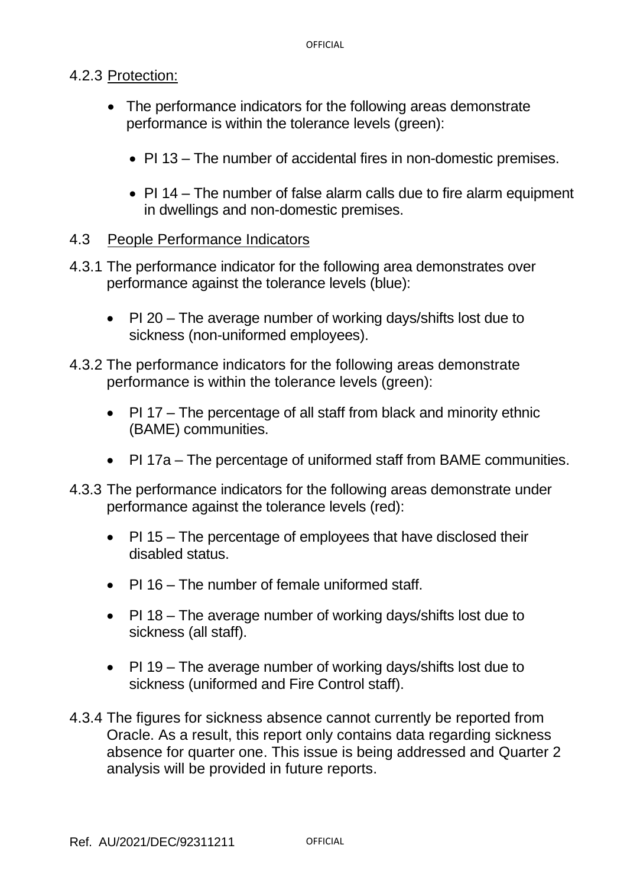#### 4.2.3 Protection:

- The performance indicators for the following areas demonstrate performance is within the tolerance levels (green):
    - PI 13 – The number of accidental fires in non-domestic premises.
    - PI 14 – The number of false alarm calls due to fire alarm equipment in dwellings and non-domestic premises.

### 4.3 People Performance Indicators

4.3.1 The performance indicator for the following area demonstrates over performance against the tolerance levels (blue):

- PI 20 – The average number of working days/shifts lost due to sickness (non-uniformed employees).

4.3.2 The performance indicators for the following areas demonstrate performance is within the tolerance levels (green):

- PI 17 – The percentage of all staff from black and minority ethnic (BAME) communities.
- PI 17a – The percentage of uniformed staff from BAME communities.

4.3.3 The performance indicators for the following areas demonstrate under performance against the tolerance levels (red):

- PI 15 – The percentage of employees that have disclosed their disabled status.
- PI 16 – The number of female uniformed staff.
- PI 18 – The average number of working days/shifts lost due to sickness (all staff).
- PI 19 – The average number of working days/shifts lost due to sickness (uniformed and Fire Control staff).

4.3.4 The figures for sickness absence cannot currently be reported from Oracle. As a result, this report only contains data regarding sickness absence for quarter one. This issue is being addressed and Quarter 2 analysis will be provided in future reports.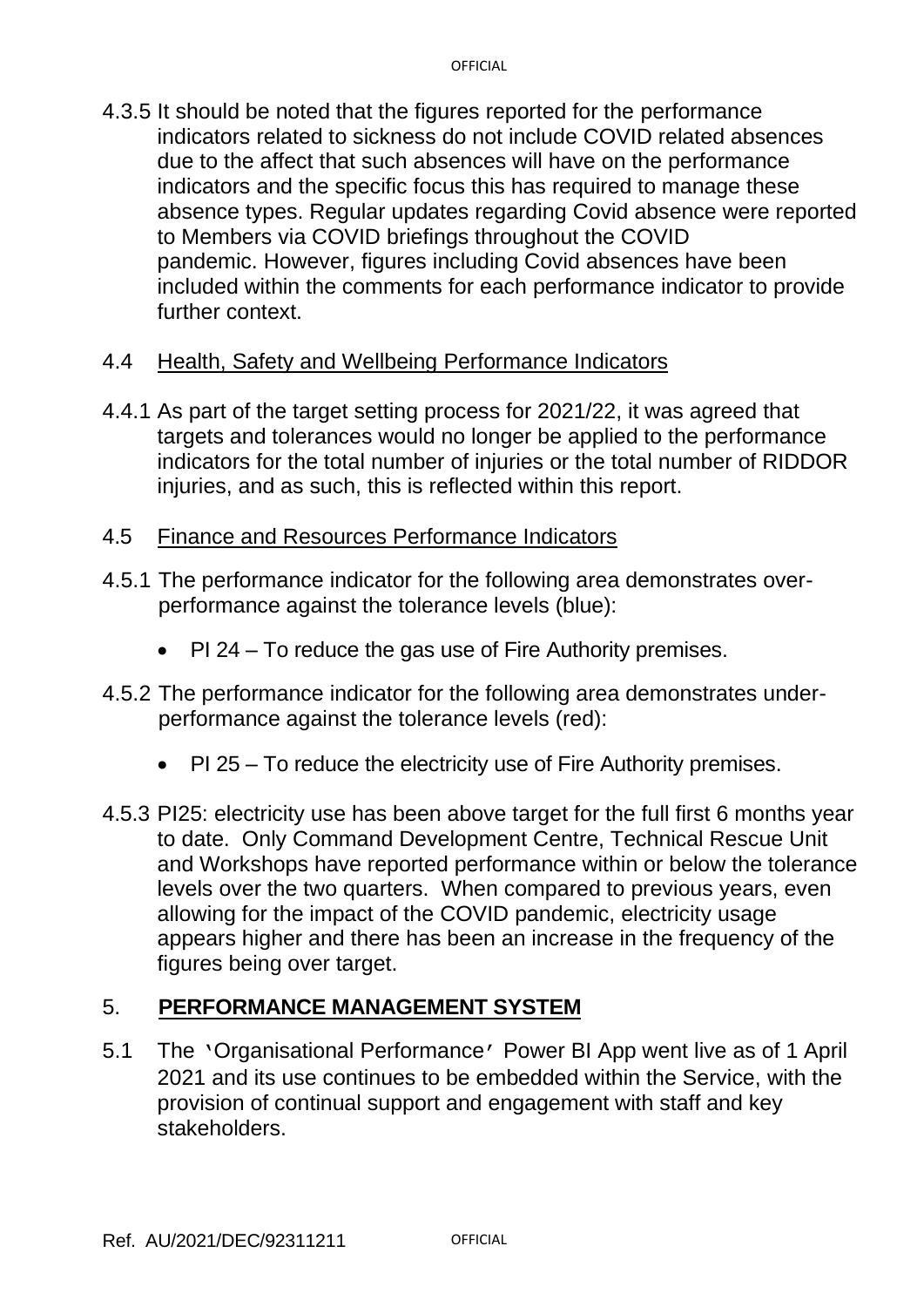4.3.5 It should be noted that the figures reported for the performance indicators related to sickness do not include COVID related absences due to the affect that such absences will have on the performance indicators and the specific focus this has required to manage these absence types. Regular updates regarding Covid absence were reported to Members via COVID briefings throughout the COVID pandemic. However, figures including Covid absences have been included within the comments for each performance indicator to provide further context.

4.4 <u>Health, Safety and Wellbeing Performance Indicators</u>

4.4.1 As part of the target setting process for 2021/22, it was agreed that targets and tolerances would no longer be applied to the performance indicators for the total number of injuries or the total number of RIDDOR injuries, and as such, this is reflected within this report.

4.5 <u>Finance and Resources Performance Indicators</u>

4.5.1 The performance indicator for the following area demonstrates over-performance against the tolerance levels (blue):

- PI 24 – To reduce the gas use of Fire Authority premises.

4.5.2 The performance indicator for the following area demonstrates under-performance against the tolerance levels (red):

- PI 25 – To reduce the electricity use of Fire Authority premises.

4.5.3 PI25: electricity use has been above target for the full first 6 months year to date. Only Command Development Centre, Technical Rescue Unit and Workshops have reported performance within or below the tolerance levels over the two quarters. When compared to previous years, even allowing for the impact of the COVID pandemic, electricity usage appears higher and there has been an increase in the frequency of the figures being over target.

## 5. **PERFORMANCE MANAGEMENT SYSTEM**

5.1 The 'Organisational Performance' Power BI App went live as of 1 April 2021 and its use continues to be embedded within the Service, with the provision of continual support and engagement with staff and key stakeholders.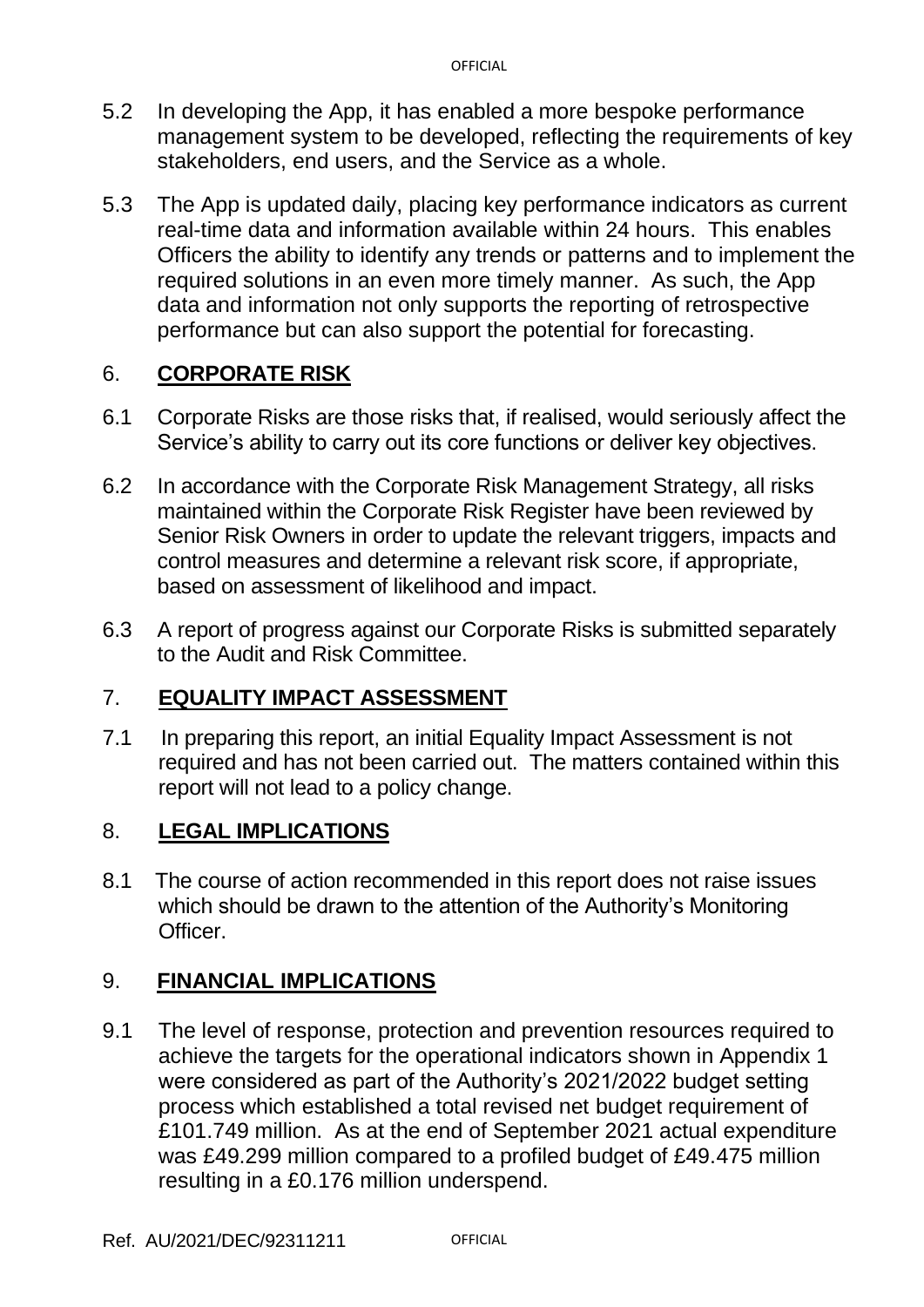5.2 In developing the App, it has enabled a more bespoke performance management system to be developed, reflecting the requirements of key stakeholders, end users, and the Service as a whole.

5.3 The App is updated daily, placing key performance indicators as current real-time data and information available within 24 hours. This enables Officers the ability to identify any trends or patterns and to implement the required solutions in an even more timely manner. As such, the App data and information not only supports the reporting of retrospective performance but can also support the potential for forecasting.

## 6. **CORPORATE RISK**

6.1 Corporate Risks are those risks that, if realised, would seriously affect the Service's ability to carry out its core functions or deliver key objectives.

6.2 In accordance with the Corporate Risk Management Strategy, all risks maintained within the Corporate Risk Register have been reviewed by Senior Risk Owners in order to update the relevant triggers, impacts and control measures and determine a relevant risk score, if appropriate, based on assessment of likelihood and impact.

6.3 A report of progress against our Corporate Risks is submitted separately to the Audit and Risk Committee.

## 7. **EQUALITY IMPACT ASSESSMENT**

7.1 In preparing this report, an initial Equality Impact Assessment is not required and has not been carried out. The matters contained within this report will not lead to a policy change.

## 8. **LEGAL IMPLICATIONS**

8.1 The course of action recommended in this report does not raise issues which should be drawn to the attention of the Authority's Monitoring Officer.

## 9. **FINANCIAL IMPLICATIONS**

9.1 The level of response, protection and prevention resources required to achieve the targets for the operational indicators shown in Appendix 1 were considered as part of the Authority's 2021/2022 budget setting process which established a total revised net budget requirement of £101.749 million. As at the end of September 2021 actual expenditure was £49.299 million compared to a profiled budget of £49.475 million resulting in a £0.176 million underspend.

Ref. AU/2021/DEC/92311211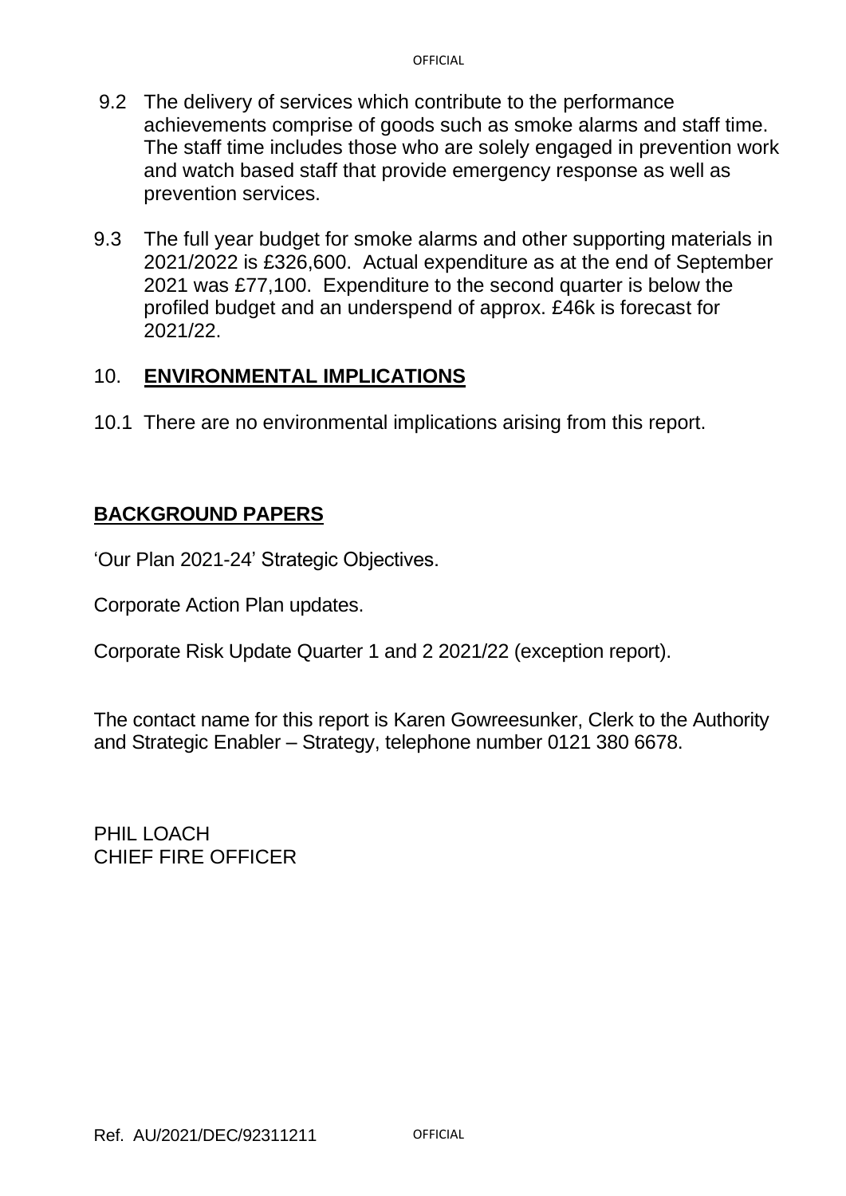9.2 The delivery of services which contribute to the performance achievements comprise of goods such as smoke alarms and staff time. The staff time includes those who are solely engaged in prevention work and watch based staff that provide emergency response as well as prevention services.

9.3 The full year budget for smoke alarms and other supporting materials in 2021/2022 is £326,600. Actual expenditure as at the end of September 2021 was £77,100. Expenditure to the second quarter is below the profiled budget and an underspend of approx. £46k is forecast for 2021/22.

## 10. **ENVIRONMENTAL IMPLICATIONS**

10.1 There are no environmental implications arising from this report.

## **BACKGROUND PAPERS**

'Our Plan 2021-24' Strategic Objectives.

Corporate Action Plan updates.

Corporate Risk Update Quarter 1 and 2 2021/22 (exception report).

The contact name for this report is Karen Gowreesunker, Clerk to the Authority and Strategic Enabler – Strategy, telephone number 0121 380 6678.

PHIL LOACH
CHIEF FIRE OFFICER

Ref. AU/2021/DEC/92311211